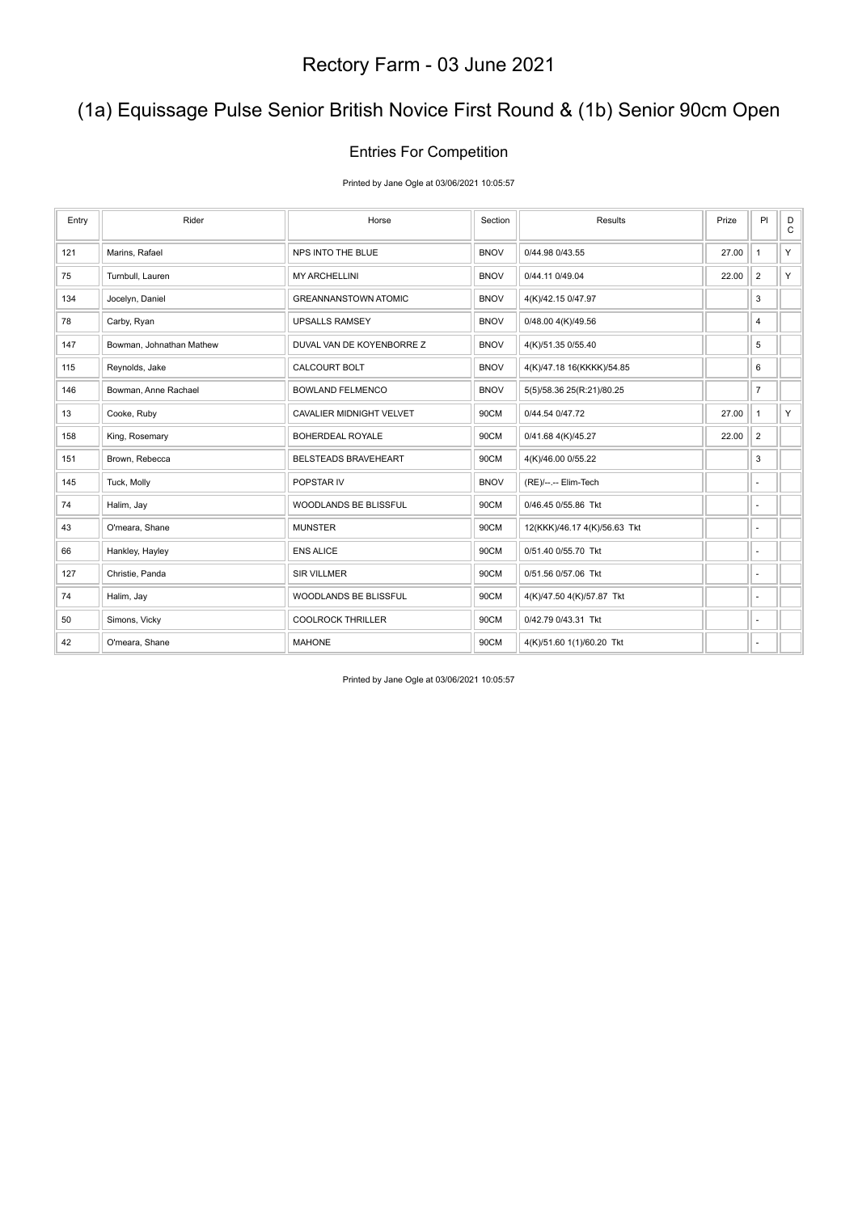# Rectory Farm - 03 June 2021

## (1a) Equissage Pulse Senior British Novice First Round & (1b) Senior 90cm Open

### Entries For Competition

Printed by Jane Ogle at 03/06/2021 10:05:57

| Entry | Rider | Horse | Section | Results | Prize | Pl | DC |
|---|---|---|---|---|---|---|---|
| 121 | Marins, Rafael | NPS INTO THE BLUE | BNOV | 0/44.98 0/43.55 | 27.00 | 1 | Y |
| 75 | Turnbull, Lauren | MY ARCHELLINI | BNOV | 0/44.11 0/49.04 | 22.00 | 2 | Y |
| 134 | Jocelyn, Daniel | GREANNANSTOWN ATOMIC | BNOV | 4(K)/42.15 0/47.97 | | 3 | |
| 78 | Carby, Ryan | UPSALLS RAMSEY | BNOV | 0/48.00 4(K)/49.56 | | 4 | |
| 147 | Bowman, Johnathan Mathew | DUVAL VAN DE KOYENBORRE Z | BNOV | 4(K)/51.35 0/55.40 | | 5 | |
| 115 | Reynolds, Jake | CALCOURT BOLT | BNOV | 4(K)/47.18 16(KKKK)/54.85 | | 6 | |
| 146 | Bowman, Anne Rachael | BOWLAND FELMENCO | BNOV | 5(5)/58.36 25(R:21)/80.25 | | 7 | |
| 13 | Cooke, Ruby | CAVALIER MIDNIGHT VELVET | 90CM | 0/44.54 0/47.72 | 27.00 | 1 | Y |
| 158 | King, Rosemary | BOHERDEAL ROYALE | 90CM | 0/41.68 4(K)/45.27 | 22.00 | 2 | |
| 151 | Brown, Rebecca | BELSTEADS BRAVEHEART | 90CM | 4(K)/46.00 0/55.22 | | 3 | |
| 145 | Tuck, Molly | POPSTAR IV | BNOV | (RE)/--.-- Elim-Tech | | - | |
| 74 | Halim, Jay | WOODLANDS BE BLISSFUL | 90CM | 0/46.45 0/55.86 Tkt | | - | |
| 43 | O'meara, Shane | MUNSTER | 90CM | 12(KKK)/46.17 4(K)/56.63 Tkt | | - | |
| 66 | Hankley, Hayley | ENS ALICE | 90CM | 0/51.40 0/55.70 Tkt | | - | |
| 127 | Christie, Panda | SIR VILLMER | 90CM | 0/51.56 0/57.06 Tkt | | - | |
| 74 | Halim, Jay | WOODLANDS BE BLISSFUL | 90CM | 4(K)/47.50 4(K)/57.87 Tkt | | - | |
| 50 | Simons, Vicky | COOLROCK THRILLER | 90CM | 0/42.79 0/43.31 Tkt | | - | |
| 42 | O'meara, Shane | MAHONE | 90CM | 4(K)/51.60 1(1)/60.20 Tkt | | - | |

Printed by Jane Ogle at 03/06/2021 10:05:57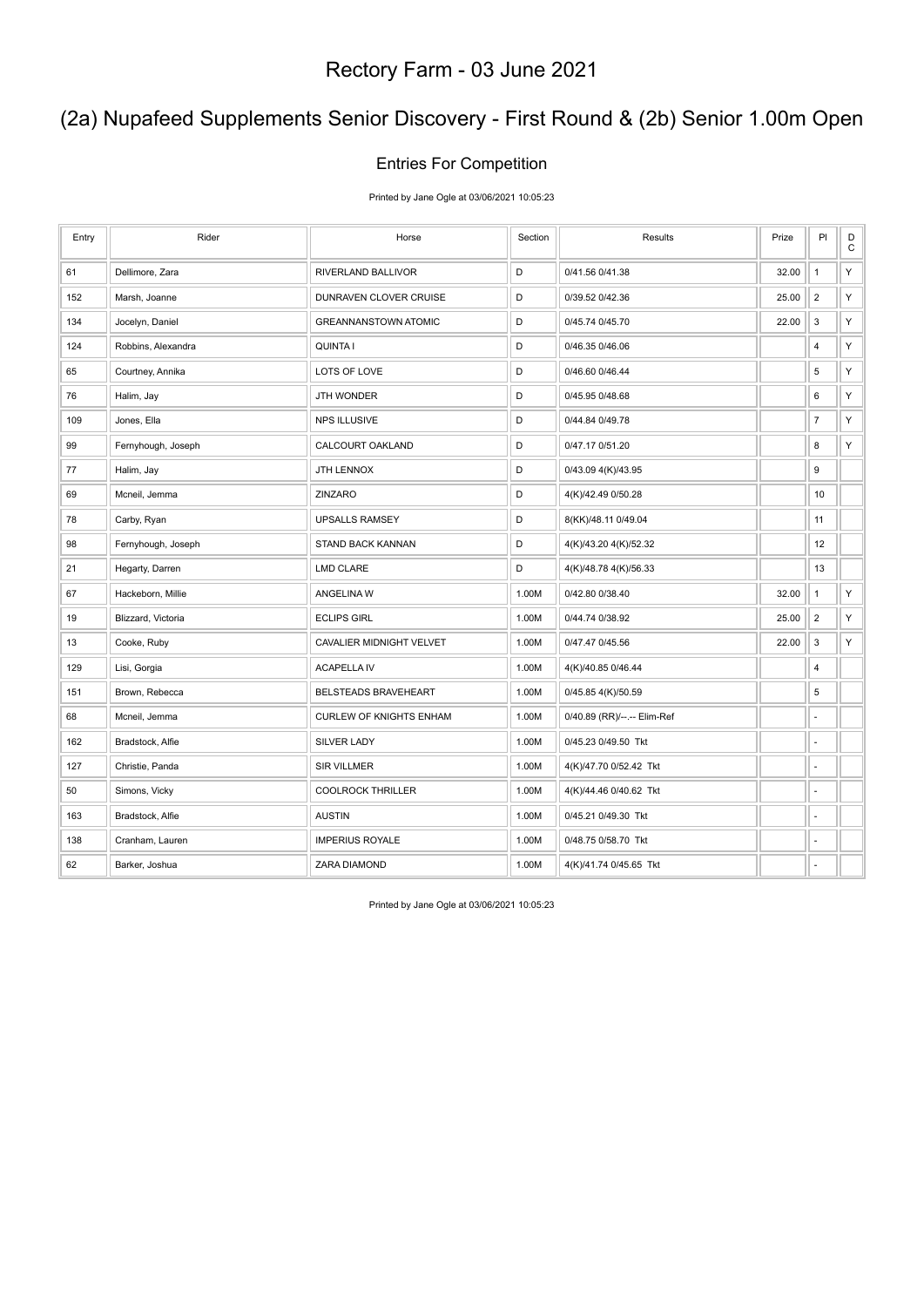# Rectory Farm - 03 June 2021

## (2a) Nupafeed Supplements Senior Discovery - First Round & (2b) Senior 1.00m Open

### Entries For Competition

Printed by Jane Ogle at 03/06/2021 10:05:23

| Entry | Rider | Horse | Section | Results | Prize | Pl | DC |
|---|---|---|---|---|---|---|---|
| 61 | Dellimore, Zara | RIVERLAND BALLIVOR | D | 0/41.56 0/41.38 | 32.00 | 1 | Y |
| 152 | Marsh, Joanne | DUNRAVEN CLOVER CRUISE | D | 0/39.52 0/42.36 | 25.00 | 2 | Y |
| 134 | Jocelyn, Daniel | GREANNANSTOWN ATOMIC | D | 0/45.74 0/45.70 | 22.00 | 3 | Y |
| 124 | Robbins, Alexandra | QUINTA I | D | 0/46.35 0/46.06 | | 4 | Y |
| 65 | Courtney, Annika | LOTS OF LOVE | D | 0/46.60 0/46.44 | | 5 | Y |
| 76 | Halim, Jay | JTH WONDER | D | 0/45.95 0/48.68 | | 6 | Y |
| 109 | Jones, Ella | NPS ILLUSIVE | D | 0/44.84 0/49.78 | | 7 | Y |
| 99 | Fernyhough, Joseph | CALCOURT OAKLAND | D | 0/47.17 0/51.20 | | 8 | Y |
| 77 | Halim, Jay | JTH LENNOX | D | 0/43.09 4(K)/43.95 | | 9 | |
| 69 | Mcneil, Jemma | ZINZARO | D | 4(K)/42.49 0/50.28 | | 10 | |
| 78 | Carby, Ryan | UPSALLS RAMSEY | D | 8(KK)/48.11 0/49.04 | | 11 | |
| 98 | Fernyhough, Joseph | STAND BACK KANNAN | D | 4(K)/43.20 4(K)/52.32 | | 12 | |
| 21 | Hegarty, Darren | LMD CLARE | D | 4(K)/48.78 4(K)/56.33 | | 13 | |
| 67 | Hackeborn, Millie | ANGELINA W | 1.00M | 0/42.80 0/38.40 | 32.00 | 1 | Y |
| 19 | Blizzard, Victoria | ECLIPS GIRL | 1.00M | 0/44.74 0/38.92 | 25.00 | 2 | Y |
| 13 | Cooke, Ruby | CAVALIER MIDNIGHT VELVET | 1.00M | 0/47.47 0/45.56 | 22.00 | 3 | Y |
| 129 | Lisi, Gorgia | ACAPELLA IV | 1.00M | 4(K)/40.85 0/46.44 | | 4 | |
| 151 | Brown, Rebecca | BELSTEADS BRAVEHEART | 1.00M | 0/45.85 4(K)/50.59 | | 5 | |
| 68 | Mcneil, Jemma | CURLEW OF KNIGHTS ENHAM | 1.00M | 0/40.89 (RR)/--.-- Elim-Ref | | - | |
| 162 | Bradstock, Alfie | SILVER LADY | 1.00M | 0/45.23 0/49.50 Tkt | | - | |
| 127 | Christie, Panda | SIR VILLMER | 1.00M | 4(K)/47.70 0/52.42 Tkt | | - | |
| 50 | Simons, Vicky | COOLROCK THRILLER | 1.00M | 4(K)/44.46 0/40.62 Tkt | | - | |
| 163 | Bradstock, Alfie | AUSTIN | 1.00M | 0/45.21 0/49.30 Tkt | | - | |
| 138 | Cranham, Lauren | IMPERIUS ROYALE | 1.00M | 0/48.75 0/58.70 Tkt | | - | |
| 62 | Barker, Joshua | ZARA DIAMOND | 1.00M | 4(K)/41.74 0/45.65 Tkt | | - | |

Printed by Jane Ogle at 03/06/2021 10:05:23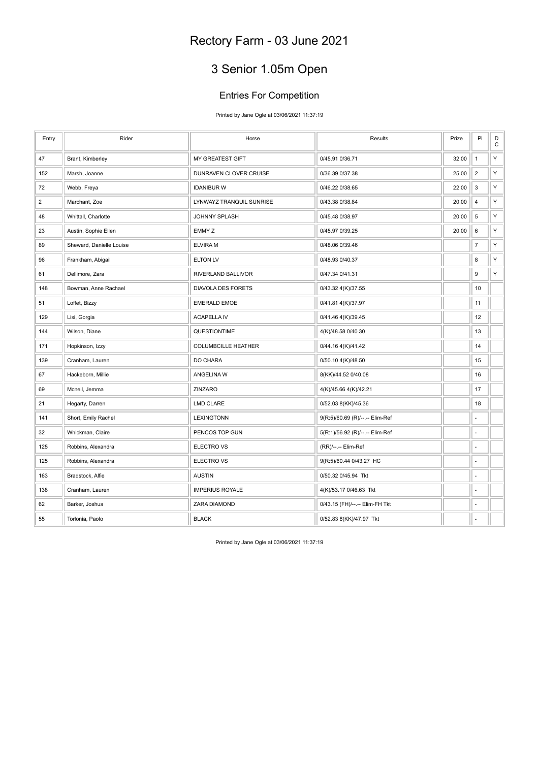# Rectory Farm - 03 June 2021

## 3 Senior 1.05m Open

### Entries For Competition

Printed by Jane Ogle at 03/06/2021 11:37:19

| Entry | Rider | Horse | Results | Prize | Pl | D C |
|---|---|---|---|---|---|---|
| 47 | Brant, Kimberley | MY GREATEST GIFT | 0/45.91 0/36.71 | 32.00 | 1 | Y |
| 152 | Marsh, Joanne | DUNRAVEN CLOVER CRUISE | 0/36.39 0/37.38 | 25.00 | 2 | Y |
| 72 | Webb, Freya | IDANIBUR W | 0/46.22 0/38.65 | 22.00 | 3 | Y |
| 2 | Marchant, Zoe | LYNWAYZ TRANQUIL SUNRISE | 0/43.38 0/38.84 | 20.00 | 4 | Y |
| 48 | Whittall, Charlotte | JOHNNY SPLASH | 0/45.48 0/38.97 | 20.00 | 5 | Y |
| 23 | Austin, Sophie Ellen | EMMY Z | 0/45.97 0/39.25 | 20.00 | 6 | Y |
| 89 | Sheward, Danielle Louise | ELVIRA M | 0/48.06 0/39.46 | | 7 | Y |
| 96 | Frankham, Abigail | ELTON LV | 0/48.93 0/40.37 | | 8 | Y |
| 61 | Dellimore, Zara | RIVERLAND BALLIVOR | 0/47.34 0/41.31 | | 9 | Y |
| 148 | Bowman, Anne Rachael | DIAVOLA DES FORETS | 0/43.32 4(K)/37.55 | | 10 | |
| 51 | Loffet, Bizzy | EMERALD EMOE | 0/41.81 4(K)/37.97 | | 11 | |
| 129 | Lisi, Gorgia | ACAPELLA IV | 0/41.46 4(K)/39.45 | | 12 | |
| 144 | Wilson, Diane | QUESTIONTIME | 4(K)/48.58 0/40.30 | | 13 | |
| 171 | Hopkinson, Izzy | COLUMBCILLE HEATHER | 0/44.16 4(K)/41.42 | | 14 | |
| 139 | Cranham, Lauren | DO CHARA | 0/50.10 4(K)/48.50 | | 15 | |
| 67 | Hackeborn, Millie | ANGELINA W | 8(KK)/44.52 0/40.08 | | 16 | |
| 69 | Mcneil, Jemma | ZINZARO | 4(K)/45.66 4(K)/42.21 | | 17 | |
| 21 | Hegarty, Darren | LMD CLARE | 0/52.03 8(KK)/45.36 | | 18 | |
| 141 | Short, Emily Rachel | LEXINGTONN | 9(R:5)/60.69 (R)/--.-- Elim-Ref | | - | |
| 32 | Whickman, Claire | PENCOS TOP GUN | 5(R:1)/56.92 (R)/--.-- Elim-Ref | | - | |
| 125 | Robbins, Alexandra | ELECTRO VS | (RR)/--.-- Elim-Ref | | - | |
| 125 | Robbins, Alexandra | ELECTRO VS | 9(R:5)/60.44 0/43.27 HC | | - | |
| 163 | Bradstock, Alfie | AUSTIN | 0/50.32 0/45.94 Tkt | | - | |
| 138 | Cranham, Lauren | IMPERIUS ROYALE | 4(K)/53.17 0/46.63 Tkt | | - | |
| 62 | Barker, Joshua | ZARA DIAMOND | 0/43.15 (FH)/--.-- Elim-FH Tkt | | - | |
| 55 | Torlonia, Paolo | BLACK | 0/52.83 8(KK)/47.97 Tkt | | - | |

Printed by Jane Ogle at 03/06/2021 11:37:19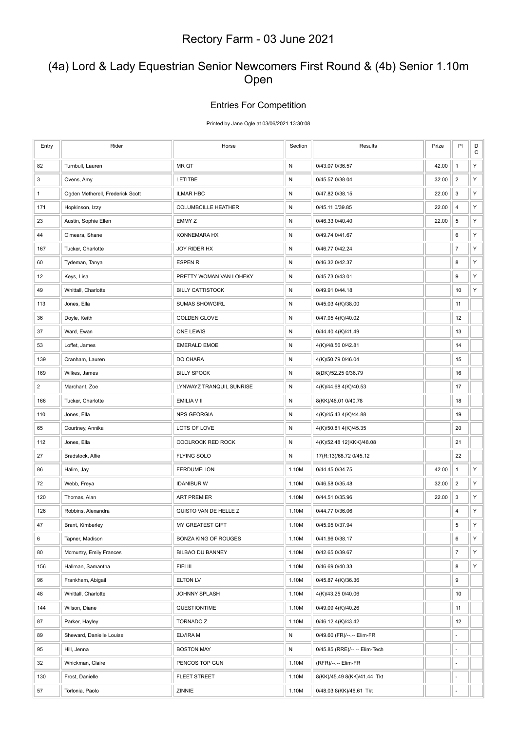# Rectory Farm - 03 June 2021

## (4a) Lord & Lady Equestrian Senior Newcomers First Round & (4b) Senior 1.10m Open

### Entries For Competition

Printed by Jane Ogle at 03/06/2021 13:30:08

| Entry | Rider | Horse | Section | Results | Prize | Pl | DC |
|---|---|---|---|---|---|---|---|
| 82 | Turnbull, Lauren | MR QT | N | 0/43.07 0/36.57 | 42.00 | 1 | Y |
| 3 | Ovens, Amy | LETITBE | N | 0/45.57 0/38.04 | 32.00 | 2 | Y |
| 1 | Ogden Metherell, Frederick Scott | ILMAR HBC | N | 0/47.82 0/38.15 | 22.00 | 3 | Y |
| 171 | Hopkinson, Izzy | COLUMBCILLE HEATHER | N | 0/45.11 0/39.85 | 22.00 | 4 | Y |
| 23 | Austin, Sophie Ellen | EMMY Z | N | 0/46.33 0/40.40 | 22.00 | 5 | Y |
| 44 | O'meara, Shane | KONNEMARA HX | N | 0/49.74 0/41.67 | | 6 | Y |
| 167 | Tucker, Charlotte | JOY RIDER HX | N | 0/46.77 0/42.24 | | 7 | Y |
| 60 | Tydeman, Tanya | ESPEN R | N | 0/46.32 0/42.37 | | 8 | Y |
| 12 | Keys, Lisa | PRETTY WOMAN VAN LOHEKY | N | 0/45.73 0/43.01 | | 9 | Y |
| 49 | Whittall, Charlotte | BILLY CATTISTOCK | N | 0/49.91 0/44.18 | | 10 | Y |
| 113 | Jones, Ella | SUMAS SHOWGIRL | N | 0/45.03 4(K)/38.00 | | 11 | |
| 36 | Doyle, Keith | GOLDEN GLOVE | N | 0/47.95 4(K)/40.02 | | 12 | |
| 37 | Ward, Ewan | ONE LEWIS | N | 0/44.40 4(K)/41.49 | | 13 | |
| 53 | Loffet, James | EMERALD EMOE | N | 4(K)/48.56 0/42.81 | | 14 | |
| 139 | Cranham, Lauren | DO CHARA | N | 4(K)/50.79 0/46.04 | | 15 | |
| 169 | Wilkes, James | BILLY SPOCK | N | 8(DK)/52.25 0/36.79 | | 16 | |
| 2 | Marchant, Zoe | LYNWAYZ TRANQUIL SUNRISE | N | 4(K)/44.68 4(K)/40.53 | | 17 | |
| 166 | Tucker, Charlotte | EMILIA V II | N | 8(KK)/46.01 0/40.78 | | 18 | |
| 110 | Jones, Ella | NPS GEORGIA | N | 4(K)/45.43 4(K)/44.88 | | 19 | |
| 65 | Courtney, Annika | LOTS OF LOVE | N | 4(K)/50.81 4(K)/45.35 | | 20 | |
| 112 | Jones, Ella | COOLROCK RED ROCK | N | 4(K)/52.48 12(KKK)/48.08 | | 21 | |
| 27 | Bradstock, Alfie | FLYING SOLO | N | 17(R:13)/68.72 0/45.12 | | 22 | |
| 86 | Halim, Jay | FERDUMELION | 1.10M | 0/44.45 0/34.75 | 42.00 | 1 | Y |
| 72 | Webb, Freya | IDANIBUR W | 1.10M | 0/46.58 0/35.48 | 32.00 | 2 | Y |
| 120 | Thomas, Alan | ART PREMIER | 1.10M | 0/44.51 0/35.96 | 22.00 | 3 | Y |
| 126 | Robbins, Alexandra | QUISTO VAN DE HELLE Z | 1.10M | 0/44.77 0/36.06 | | 4 | Y |
| 47 | Brant, Kimberley | MY GREATEST GIFT | 1.10M | 0/45.95 0/37.94 | | 5 | Y |
| 6 | Tapner, Madison | BONZA KING OF ROUGES | 1.10M | 0/41.96 0/38.17 | | 6 | Y |
| 80 | Mcmurtry, Emily Frances | BILBAO DU BANNEY | 1.10M | 0/42.65 0/39.67 | | 7 | Y |
| 156 | Hallman, Samantha | FIFI III | 1.10M | 0/46.69 0/40.33 | | 8 | Y |
| 96 | Frankham, Abigail | ELTON LV | 1.10M | 0/45.87 4(K)/36.36 | | 9 | |
| 48 | Whittall, Charlotte | JOHNNY SPLASH | 1.10M | 4(K)/43.25 0/40.06 | | 10 | |
| 144 | Wilson, Diane | QUESTIONTIME | 1.10M | 0/49.09 4(K)/40.26 | | 11 | |
| 87 | Parker, Hayley | TORNADO Z | 1.10M | 0/46.12 4(K)/43.42 | | 12 | |
| 89 | Sheward, Danielle Louise | ELVIRA M | N | 0/49.60 (FR)/--.-- Elim-FR | | - | |
| 95 | Hill, Jenna | BOSTON MAY | N | 0/45.85 (RRE)/--.-- Elim-Tech | | - | |
| 32 | Whickman, Claire | PENCOS TOP GUN | 1.10M | (RFR)/--.-- Elim-FR | | - | |
| 130 | Frost, Danielle | FLEET STREET | 1.10M | 8(KK)/45.49 8(KK)/41.44 Tkt | | - | |
| 57 | Torlonia, Paolo | ZINNIE | 1.10M | 0/48.03 8(KK)/46.61 Tkt | | - | |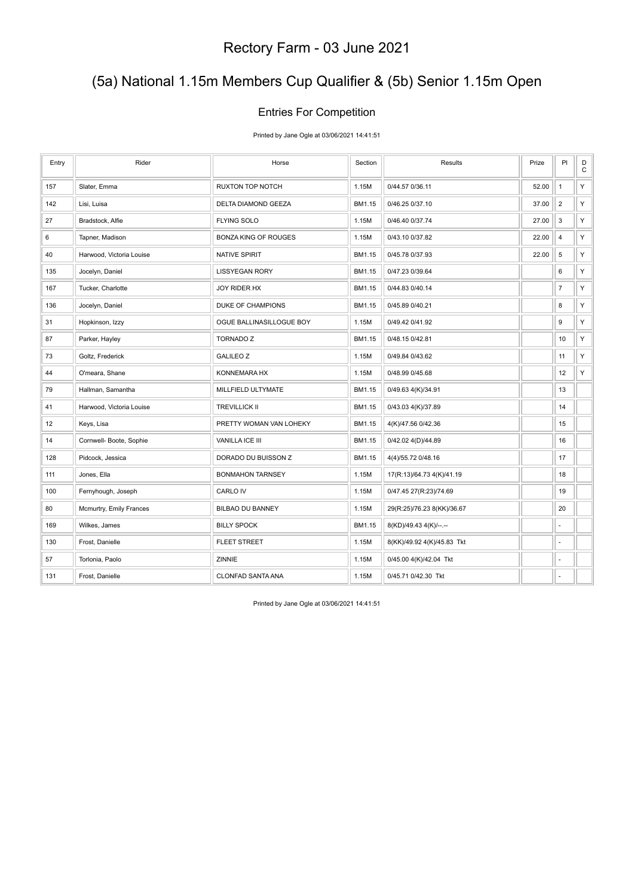# Rectory Farm - 03 June 2021

## (5a) National 1.15m Members Cup Qualifier & (5b) Senior 1.15m Open

### Entries For Competition

Printed by Jane Ogle at 03/06/2021 14:41:51

| Entry | Rider | Horse | Section | Results | Prize | Pl | DC |
|---|---|---|---|---|---|---|---|
| 157 | Slater, Emma | RUXTON TOP NOTCH | 1.15M | 0/44.57 0/36.11 | 52.00 | 1 | Y |
| 142 | Lisi, Luisa | DELTA DIAMOND GEEZA | BM1.15 | 0/46.25 0/37.10 | 37.00 | 2 | Y |
| 27 | Bradstock, Alfie | FLYING SOLO | 1.15M | 0/46.40 0/37.74 | 27.00 | 3 | Y |
| 6 | Tapner, Madison | BONZA KING OF ROUGES | 1.15M | 0/43.10 0/37.82 | 22.00 | 4 | Y |
| 40 | Harwood, Victoria Louise | NATIVE SPIRIT | BM1.15 | 0/45.78 0/37.93 | 22.00 | 5 | Y |
| 135 | Jocelyn, Daniel | LISSYEGAN RORY | BM1.15 | 0/47.23 0/39.64 | | 6 | Y |
| 167 | Tucker, Charlotte | JOY RIDER HX | BM1.15 | 0/44.83 0/40.14 | | 7 | Y |
| 136 | Jocelyn, Daniel | DUKE OF CHAMPIONS | BM1.15 | 0/45.89 0/40.21 | | 8 | Y |
| 31 | Hopkinson, Izzy | OGUE BALLINASILLOGUE BOY | 1.15M | 0/49.42 0/41.92 | | 9 | Y |
| 87 | Parker, Hayley | TORNADO Z | BM1.15 | 0/48.15 0/42.81 | | 10 | Y |
| 73 | Goltz, Frederick | GALILEO Z | 1.15M | 0/49.84 0/43.62 | | 11 | Y |
| 44 | O'meara, Shane | KONNEMARA HX | 1.15M | 0/48.99 0/45.68 | | 12 | Y |
| 79 | Hallman, Samantha | MILLFIELD ULTYMATE | BM1.15 | 0/49.63 4(K)/34.91 | | 13 | |
| 41 | Harwood, Victoria Louise | TREVILLICK II | BM1.15 | 0/43.03 4(K)/37.89 | | 14 | |
| 12 | Keys, Lisa | PRETTY WOMAN VAN LOHEKY | BM1.15 | 4(K)/47.56 0/42.36 | | 15 | |
| 14 | Cornwell- Boote, Sophie | VANILLA ICE III | BM1.15 | 0/42.02 4(D)/44.89 | | 16 | |
| 128 | Pidcock, Jessica | DORADO DU BUISSON Z | BM1.15 | 4(4)/55.72 0/48.16 | | 17 | |
| 111 | Jones, Ella | BONMAHON TARNSEY | 1.15M | 17(R:13)/64.73 4(K)/41.19 | | 18 | |
| 100 | Fernyhough, Joseph | CARLO IV | 1.15M | 0/47.45 27(R:23)/74.69 | | 19 | |
| 80 | Mcmurtry, Emily Frances | BILBAO DU BANNEY | 1.15M | 29(R:25)/76.23 8(KK)/36.67 | | 20 | |
| 169 | Wilkes, James | BILLY SPOCK | BM1.15 | 8(KD)/49.43 4(K)/--.-- | | - | |
| 130 | Frost, Danielle | FLEET STREET | 1.15M | 8(KK)/49.92 4(K)/45.83 Tkt | | - | |
| 57 | Torlonia, Paolo | ZINNIE | 1.15M | 0/45.00 4(K)/42.04 Tkt | | - | |
| 131 | Frost, Danielle | CLONFAD SANTA ANA | 1.15M | 0/45.71 0/42.30 Tkt | | - | |

Printed by Jane Ogle at 03/06/2021 14:41:51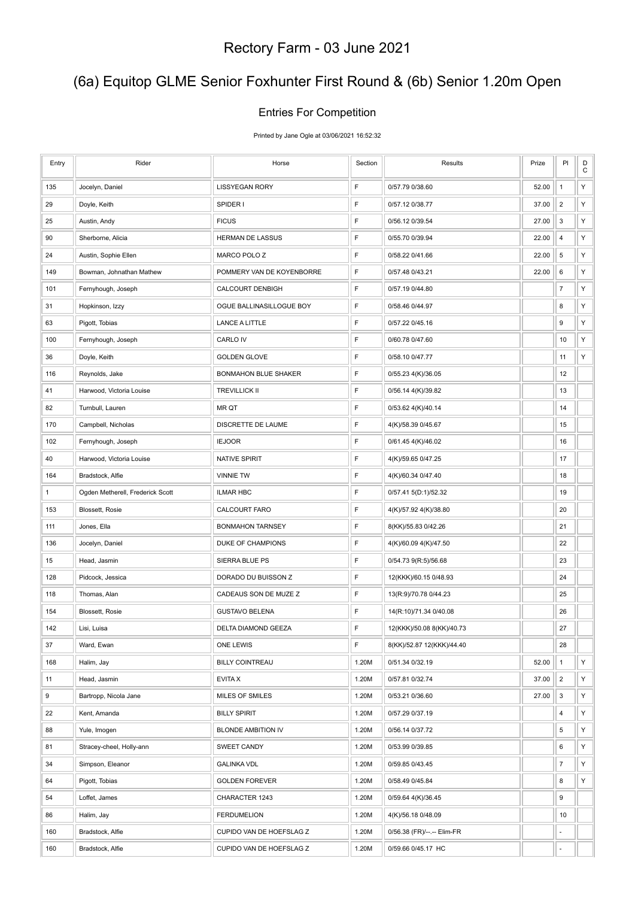# Rectory Farm - 03 June 2021

## (6a) Equitop GLME Senior Foxhunter First Round & (6b) Senior 1.20m Open

### Entries For Competition

Printed by Jane Ogle at 03/06/2021 16:52:32

| Entry | Rider | Horse | Section | Results | Prize | Pl | D C |
|---|---|---|---|---|---|---|---|
| 135 | Jocelyn, Daniel | LISSYEGAN RORY | F | 0/57.79 0/38.60 | 52.00 | 1 | Y |
| 29 | Doyle, Keith | SPIDER I | F | 0/57.12 0/38.77 | 37.00 | 2 | Y |
| 25 | Austin, Andy | FICUS | F | 0/56.12 0/39.54 | 27.00 | 3 | Y |
| 90 | Sherborne, Alicia | HERMAN DE LASSUS | F | 0/55.70 0/39.94 | 22.00 | 4 | Y |
| 24 | Austin, Sophie Ellen | MARCO POLO Z | F | 0/58.22 0/41.66 | 22.00 | 5 | Y |
| 149 | Bowman, Johnathan Mathew | POMMERY VAN DE KOYENBORRE | F | 0/57.48 0/43.21 | 22.00 | 6 | Y |
| 101 | Fernyhough, Joseph | CALCOURT DENBIGH | F | 0/57.19 0/44.80 | | 7 | Y |
| 31 | Hopkinson, Izzy | OGUE BALLINASILLOGUE BOY | F | 0/58.46 0/44.97 | | 8 | Y |
| 63 | Pigott, Tobias | LANCE A LITTLE | F | 0/57.22 0/45.16 | | 9 | Y |
| 100 | Fernyhough, Joseph | CARLO IV | F | 0/60.78 0/47.60 | | 10 | Y |
| 36 | Doyle, Keith | GOLDEN GLOVE | F | 0/58.10 0/47.77 | | 11 | Y |
| 116 | Reynolds, Jake | BONMAHON BLUE SHAKER | F | 0/55.23 4(K)/36.05 | | 12 | |
| 41 | Harwood, Victoria Louise | TREVILLICK II | F | 0/56.14 4(K)/39.82 | | 13 | |
| 82 | Turnbull, Lauren | MR QT | F | 0/53.62 4(K)/40.14 | | 14 | |
| 170 | Campbell, Nicholas | DISCRETTE DE LAUME | F | 4(K)/58.39 0/45.67 | | 15 | |
| 102 | Fernyhough, Joseph | IEJOOR | F | 0/61.45 4(K)/46.02 | | 16 | |
| 40 | Harwood, Victoria Louise | NATIVE SPIRIT | F | 4(K)/59.65 0/47.25 | | 17 | |
| 164 | Bradstock, Alfie | VINNIE TW | F | 4(K)/60.34 0/47.40 | | 18 | |
| 1 | Ogden Metherell, Frederick Scott | ILMAR HBC | F | 0/57.41 5(D:1)/52.32 | | 19 | |
| 153 | Blossett, Rosie | CALCOURT FARO | F | 4(K)/57.92 4(K)/38.80 | | 20 | |
| 111 | Jones, Ella | BONMAHON TARNSEY | F | 8(KK)/55.83 0/42.26 | | 21 | |
| 136 | Jocelyn, Daniel | DUKE OF CHAMPIONS | F | 4(K)/60.09 4(K)/47.50 | | 22 | |
| 15 | Head, Jasmin | SIERRA BLUE PS | F | 0/54.73 9(R:5)/56.68 | | 23 | |
| 128 | Pidcock, Jessica | DORADO DU BUISSON Z | F | 12(KKK)/60.15 0/48.93 | | 24 | |
| 118 | Thomas, Alan | CADEAUS SON DE MUZE Z | F | 13(R:9)/70.78 0/44.23 | | 25 | |
| 154 | Blossett, Rosie | GUSTAVO BELENA | F | 14(R:10)/71.34 0/40.08 | | 26 | |
| 142 | Lisi, Luisa | DELTA DIAMOND GEEZA | F | 12(KKK)/50.08 8(KK)/40.73 | | 27 | |
| 37 | Ward, Ewan | ONE LEWIS | F | 8(KK)/52.87 12(KKK)/44.40 | | 28 | |
| 168 | Halim, Jay | BILLY COINTREAU | 1.20M | 0/51.34 0/32.19 | 52.00 | 1 | Y |
| 11 | Head, Jasmin | EVITA X | 1.20M | 0/57.81 0/32.74 | 37.00 | 2 | Y |
| 9 | Bartropp, Nicola Jane | MILES OF SMILES | 1.20M | 0/53.21 0/36.60 | 27.00 | 3 | Y |
| 22 | Kent, Amanda | BILLY SPIRIT | 1.20M | 0/57.29 0/37.19 | | 4 | Y |
| 88 | Yule, Imogen | BLONDE AMBITION IV | 1.20M | 0/56.14 0/37.72 | | 5 | Y |
| 81 | Stracey-cheel, Holly-ann | SWEET CANDY | 1.20M | 0/53.99 0/39.85 | | 6 | Y |
| 34 | Simpson, Eleanor | GALINKA VDL | 1.20M | 0/59.85 0/43.45 | | 7 | Y |
| 64 | Pigott, Tobias | GOLDEN FOREVER | 1.20M | 0/58.49 0/45.84 | | 8 | Y |
| 54 | Loffet, James | CHARACTER 1243 | 1.20M | 0/59.64 4(K)/36.45 | | 9 | |
| 86 | Halim, Jay | FERDUMELION | 1.20M | 4(K)/56.18 0/48.09 | | 10 | |
| 160 | Bradstock, Alfie | CUPIDO VAN DE HOEFSLAG Z | 1.20M | 0/56.38 (FR)/--.-- Elim-FR | | - | |
| 160 | Bradstock, Alfie | CUPIDO VAN DE HOEFSLAG Z | 1.20M | 0/59.66 0/45.17 HC | | - | |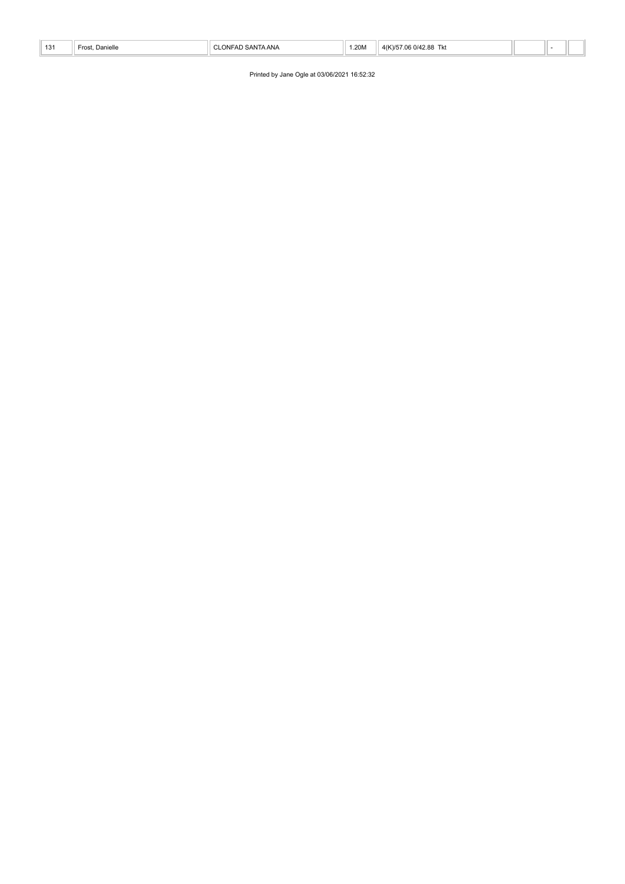| | | | | | | | |
|---|---|---|---|---|---|---|---|
| 131 | Frost, Danielle | CLONFAD SANTA ANA | 1.20M | 4(K)/57.06 0/42.88 Tkt | | - | |

Printed by Jane Ogle at 03/06/2021 16:52:32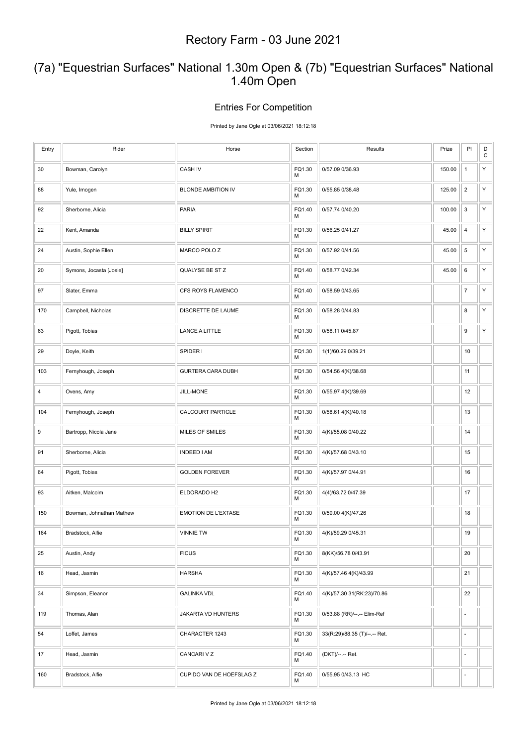# Rectory Farm - 03 June 2021

## (7a) "Equestrian Surfaces" National 1.30m Open & (7b) "Equestrian Surfaces" National 1.40m Open

### Entries For Competition

Printed by Jane Ogle at 03/06/2021 18:12:18

| Entry | Rider | Horse | Section | Results | Prize | Pl | DC |
|---|---|---|---|---|---|---|---|
| 30 | Bowman, Carolyn | CASH IV | FQ1.30M | 0/57.09 0/36.93 | 150.00 | 1 | Y |
| 88 | Yule, Imogen | BLONDE AMBITION IV | FQ1.30M | 0/55.85 0/38.48 | 125.00 | 2 | Y |
| 92 | Sherborne, Alicia | PARIA | FQ1.40M | 0/57.74 0/40.20 | 100.00 | 3 | Y |
| 22 | Kent, Amanda | BILLY SPIRIT | FQ1.30M | 0/56.25 0/41.27 | 45.00 | 4 | Y |
| 24 | Austin, Sophie Ellen | MARCO POLO Z | FQ1.30M | 0/57.92 0/41.56 | 45.00 | 5 | Y |
| 20 | Symons, Jocasta [Josie] | QUALYSE BE ST Z | FQ1.40M | 0/58.77 0/42.34 | 45.00 | 6 | Y |
| 97 | Slater, Emma | CFS ROYS FLAMENCO | FQ1.40M | 0/58.59 0/43.65 | | 7 | Y |
| 170 | Campbell, Nicholas | DISCRETTE DE LAUME | FQ1.30M | 0/58.28 0/44.83 | | 8 | Y |
| 63 | Pigott, Tobias | LANCE A LITTLE | FQ1.30M | 0/58.11 0/45.87 | | 9 | Y |
| 29 | Doyle, Keith | SPIDER I | FQ1.30M | 1(1)/60.29 0/39.21 | | 10 | |
| 103 | Fernyhough, Joseph | GURTERA CARA DUBH | FQ1.30M | 0/54.56 4(K)/38.68 | | 11 | |
| 4 | Ovens, Amy | JILL-MONE | FQ1.30M | 0/55.97 4(K)/39.69 | | 12 | |
| 104 | Fernyhough, Joseph | CALCOURT PARTICLE | FQ1.30M | 0/58.61 4(K)/40.18 | | 13 | |
| 9 | Bartropp, Nicola Jane | MILES OF SMILES | FQ1.30M | 4(K)/55.08 0/40.22 | | 14 | |
| 91 | Sherborne, Alicia | INDEED I AM | FQ1.30M | 4(K)/57.68 0/43.10 | | 15 | |
| 64 | Pigott, Tobias | GOLDEN FOREVER | FQ1.30M | 4(K)/57.97 0/44.91 | | 16 | |
| 93 | Aitken, Malcolm | ELDORADO H2 | FQ1.30M | 4(4)/63.72 0/47.39 | | 17 | |
| 150 | Bowman, Johnathan Mathew | EMOTION DE L'EXTASE | FQ1.30M | 0/59.00 4(K)/47.26 | | 18 | |
| 164 | Bradstock, Alfie | VINNIE TW | FQ1.30M | 4(K)/59.29 0/45.31 | | 19 | |
| 25 | Austin, Andy | FICUS | FQ1.30M | 8(KK)/56.78 0/43.91 | | 20 | |
| 16 | Head, Jasmin | HARSHA | FQ1.30M | 4(K)/57.46 4(K)/43.99 | | 21 | |
| 34 | Simpson, Eleanor | GALINKA VDL | FQ1.40M | 4(K)/57.30 31(RK:23)/70.86 | | 22 | |
| 119 | Thomas, Alan | JAKARTA VD HUNTERS | FQ1.30M | 0/53.88 (RR)/--.-- Elim-Ref | | - | |
| 54 | Loffet, James | CHARACTER 1243 | FQ1.30M | 33(R:29)/88.35 (T)/--.-- Ret. | | - | |
| 17 | Head, Jasmin | CANCARI V Z | FQ1.40M | (DKT)/--.-- Ret. | | - | |
| 160 | Bradstock, Alfie | CUPIDO VAN DE HOEFSLAG Z | FQ1.40M | 0/55.95 0/43.13 HC | | - | |